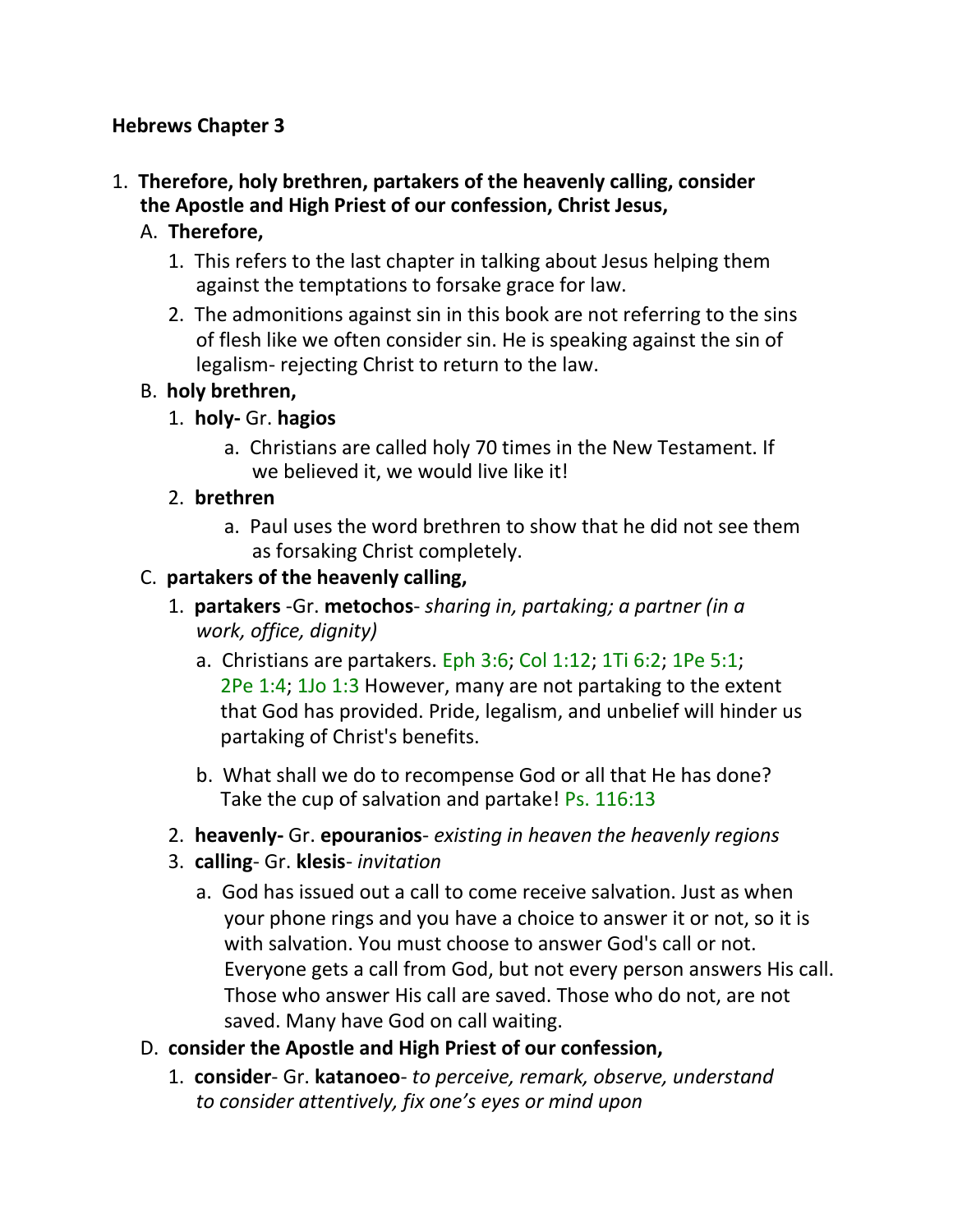**Hebrews Chapter 3**

1. **Therefore, holy brethren, partakers of the heavenly calling, consider the Apostle and High Priest of our confession, Christ Jesus,**

   A. **Therefore,**

      1. This refers to the last chapter in talking about Jesus helping them against the temptations to forsake grace for law.
      2. The admonitions against sin in this book are not referring to the sins of flesh like we often consider sin. He is speaking against the sin of legalism- rejecting Christ to return to the law.

   B. **holy brethren,**

      1. **holy-** Gr. **hagios**

         a. Christians are called holy 70 times in the New Testament. If we believed it, we would live like it!

      2. **brethren**

         a. Paul uses the word brethren to show that he did not see them as forsaking Christ completely.

   C. **partakers of the heavenly calling,**

      1. **partakers** -Gr. **metochos**- *sharing in, partaking; a partner (in a work, office, dignity)*

         a. Christians are partakers. Eph 3:6; Col 1:12; 1Ti 6:2; 1Pe 5:1; 2Pe 1:4; 1Jo 1:3 However, many are not partaking to the extent that God has provided. Pride, legalism, and unbelief will hinder us partaking of Christ's benefits.

         b. What shall we do to recompense God or all that He has done? Take the cup of salvation and partake! Ps. 116:13

      2. **heavenly-** Gr. **epouranios**- *existing in heaven the heavenly regions*
      3. **calling**- Gr. **klesis**- *invitation*

         a. God has issued out a call to come receive salvation. Just as when your phone rings and you have a choice to answer it or not, so it is with salvation. You must choose to answer God's call or not. Everyone gets a call from God, but not every person answers His call. Those who answer His call are saved. Those who do not, are not saved. Many have God on call waiting.

   D. **consider the Apostle and High Priest of our confession,**

      1. **consider**- Gr. **katanoeo**- *to perceive, remark, observe, understand to consider attentively, fix one's eyes or mind upon*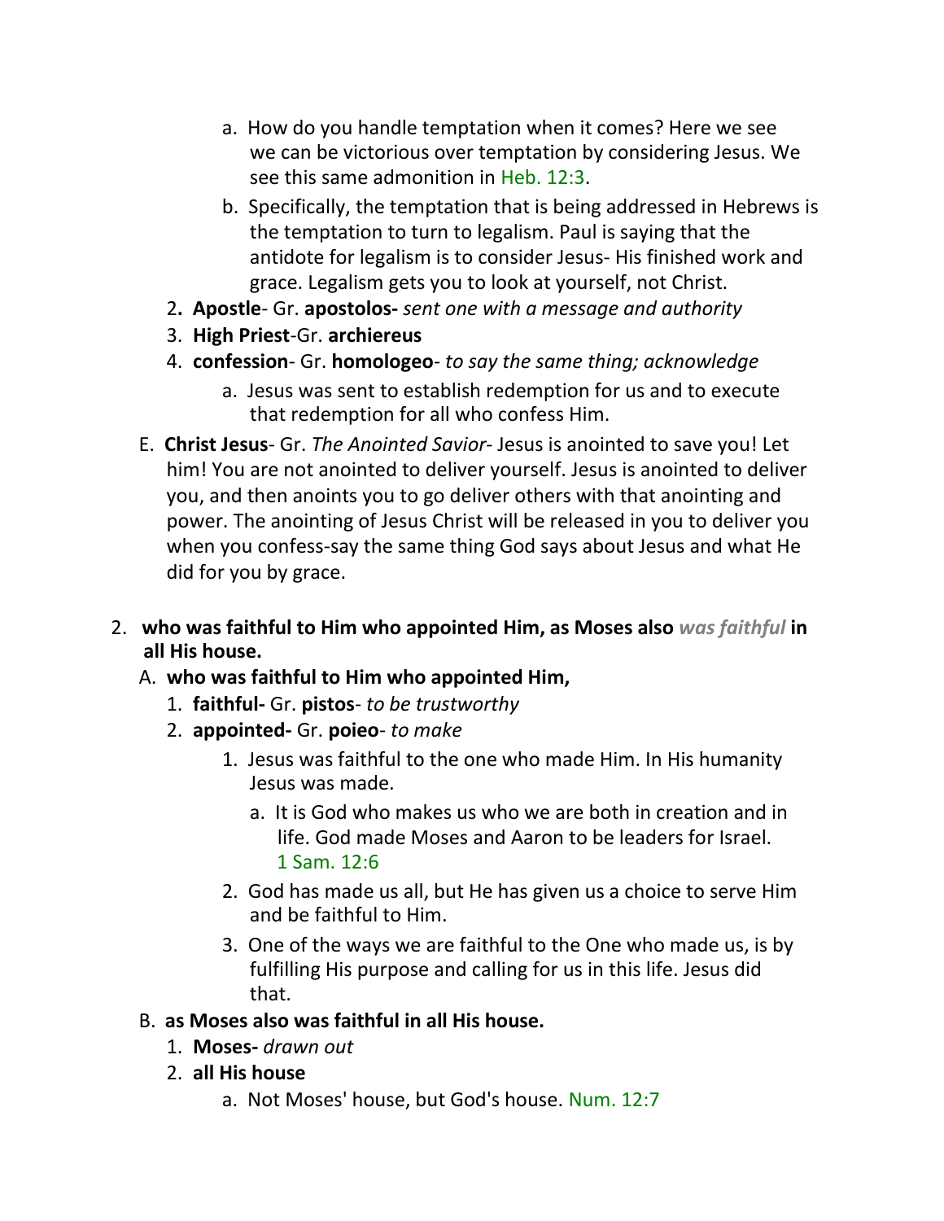a. How do you handle temptation when it comes? Here we see we can be victorious over temptation by considering Jesus. We see this same admonition in Heb. 12:3.
        b. Specifically, the temptation that is being addressed in Hebrews is the temptation to turn to legalism. Paul is saying that the antidote for legalism is to consider Jesus- His finished work and grace. Legalism gets you to look at yourself, not Christ.
    2. **Apostle**- Gr. **apostolos-** *sent one with a message and authority*
    3. **High Priest**-Gr. **archiereus**
    4. **confession**- Gr. **homologeo**- *to say the same thing; acknowledge*
        a. Jesus was sent to establish redemption for us and to execute that redemption for all who confess Him.

E. **Christ Jesus**- Gr. *The Anointed Savior*- Jesus is anointed to save you! Let him! You are not anointed to deliver yourself. Jesus is anointed to deliver you, and then anoints you to go deliver others with that anointing and power. The anointing of Jesus Christ will be released in you to deliver you when you confess-say the same thing God says about Jesus and what He did for you by grace.

2. **who was faithful to Him who appointed Him, as Moses also *was faithful* in all His house.**
    A. **who was faithful to Him who appointed Him,**
        1. **faithful-** Gr. **pistos**- *to be trustworthy*
        2. **appointed-** Gr. **poieo**- *to make*
            1. Jesus was faithful to the one who made Him. In His humanity Jesus was made.
                a. It is God who makes us who we are both in creation and in life. God made Moses and Aaron to be leaders for Israel. 1 Sam. 12:6
            2. God has made us all, but He has given us a choice to serve Him and be faithful to Him.
            3. One of the ways we are faithful to the One who made us, is by fulfilling His purpose and calling for us in this life. Jesus did that.
    B. **as Moses also was faithful in all His house.**
        1. **Moses-** *drawn out*
        2. **all His house**
            a. Not Moses' house, but God's house. Num. 12:7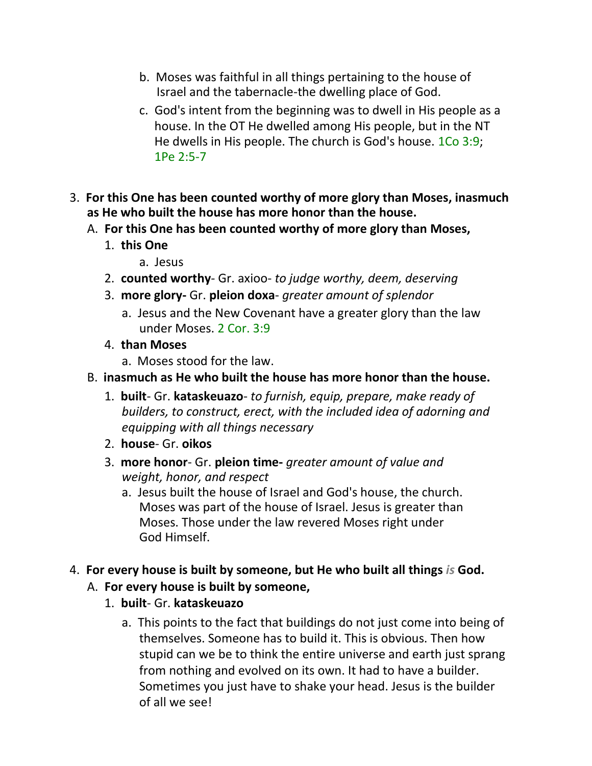b. Moses was faithful in all things pertaining to the house of Israel and the tabernacle-the dwelling place of God.

c. God's intent from the beginning was to dwell in His people as a house. In the OT He dwelled among His people, but in the NT He dwells in His people. The church is God's house. 1Co 3:9; 1Pe 2:5-7

3. **For this One has been counted worthy of more glory than Moses, inasmuch as He who built the house has more honor than the house.**
   - A. **For this One has been counted worthy of more glory than Moses,**
     1. **this One**
        - a. Jesus
     2. **counted worthy**- Gr. axioo- *to judge worthy, deem, deserving*
     3. **more glory-** Gr. **pleion doxa**- *greater amount of splendor*
        - a. Jesus and the New Covenant have a greater glory than the law under Moses. 2 Cor. 3:9
     4. **than Moses**
        - a. Moses stood for the law.
   - B. **inasmuch as He who built the house has more honor than the house.**
     1. **built**- Gr. **kataskeuazo**- *to furnish, equip, prepare, make ready of builders, to construct, erect, with the included idea of adorning and equipping with all things necessary*
     2. **house**- Gr. **oikos**
     3. **more honor**- Gr. **pleion time-** *greater amount of value and weight, honor, and respect*
        - a. Jesus built the house of Israel and God's house, the church. Moses was part of the house of Israel. Jesus is greater than Moses. Those under the law revered Moses right under God Himself.

4. **For every house is built by someone, but He who built all things *is* God.**
   - A. **For every house is built by someone,**
     1. **built**- Gr. **kataskeuazo**
        - a. This points to the fact that buildings do not just come into being of themselves. Someone has to build it. This is obvious. Then how stupid can we be to think the entire universe and earth just sprang from nothing and evolved on its own. It had to have a builder. Sometimes you just have to shake your head. Jesus is the builder of all we see!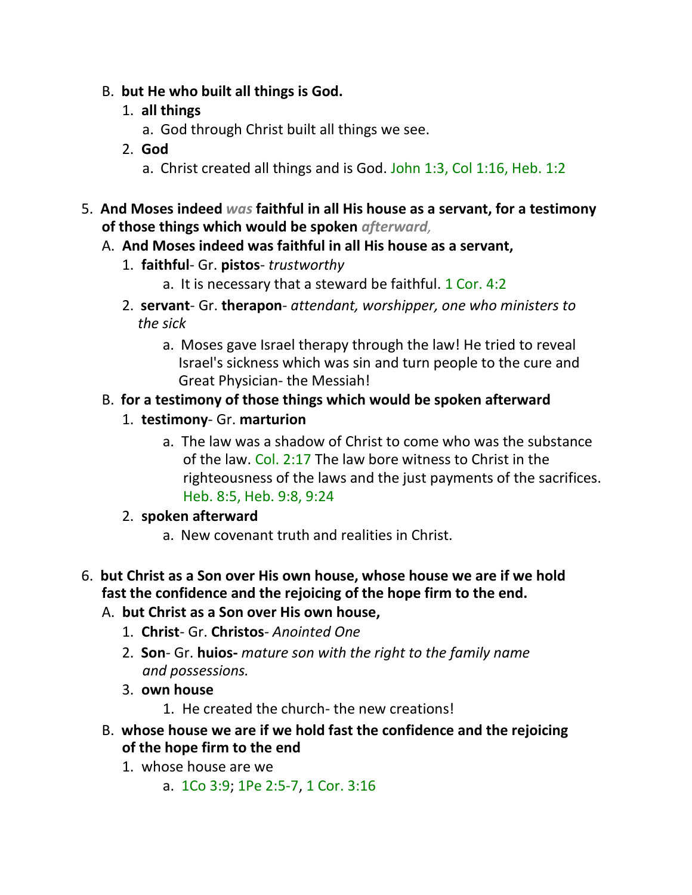B. **but He who built all things is God.**
   1. **all things**
      a. God through Christ built all things we see.
   2. **God**
      a. Christ created all things and is God. John 1:3, Col 1:16, Heb. 1:2

5. **And Moses indeed *was* faithful in all His house as a servant, for a testimony of those things which would be spoken *afterward,***
   A. **And Moses indeed was faithful in all His house as a servant,**
      1. **faithful**- Gr. **pistos**- *trustworthy*
         a. It is necessary that a steward be faithful. 1 Cor. 4:2
      2. **servant**- Gr. **therapon**- *attendant, worshipper, one who ministers to the sick*
         a. Moses gave Israel therapy through the law! He tried to reveal Israel's sickness which was sin and turn people to the cure and Great Physician- the Messiah!
   B. **for a testimony of those things which would be spoken afterward**
      1. **testimony**- Gr. **marturion**
         a. The law was a shadow of Christ to come who was the substance of the law. Col. 2:17 The law bore witness to Christ in the righteousness of the laws and the just payments of the sacrifices. Heb. 8:5, Heb. 9:8, 9:24
      2. **spoken afterward**
         a. New covenant truth and realities in Christ.

6. **but Christ as a Son over His own house, whose house we are if we hold fast the confidence and the rejoicing of the hope firm to the end.**
   A. **but Christ as a Son over His own house,**
      1. **Christ**- Gr. **Christos**- *Anointed One*
      2. **Son**- Gr. **huios-** *mature son with the right to the family name and possessions.*
      3. **own house**
         1. He created the church- the new creations!
   B. **whose house we are if we hold fast the confidence and the rejoicing of the hope firm to the end**
      1. whose house are we
         a. 1Co 3:9; 1Pe 2:5-7, 1 Cor. 3:16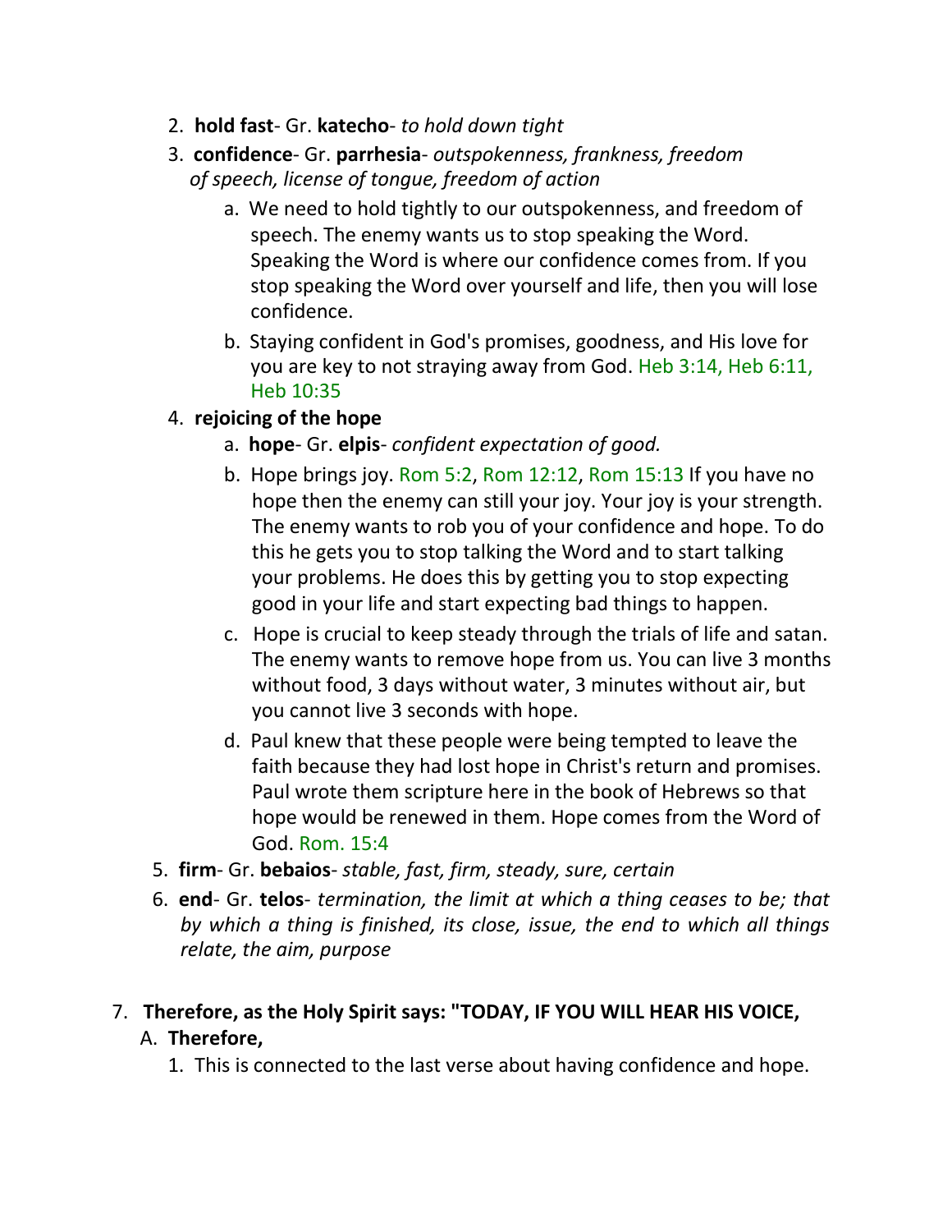2. **hold fast**- Gr. **katecho**- *to hold down tight*
3. **confidence**- Gr. **parrhesia**- *outspokenness, frankness, freedom of speech, license of tongue, freedom of action*
   a. We need to hold tightly to our outspokenness, and freedom of speech. The enemy wants us to stop speaking the Word. Speaking the Word is where our confidence comes from. If you stop speaking the Word over yourself and life, then you will lose confidence.
   b. Staying confident in God's promises, goodness, and His love for you are key to not straying away from God. Heb 3:14, Heb 6:11, Heb 10:35
4. **rejoicing of the hope**
   a. **hope**- Gr. **elpis**- *confident expectation of good.*
   b. Hope brings joy. Rom 5:2, Rom 12:12, Rom 15:13 If you have no hope then the enemy can still your joy. Your joy is your strength. The enemy wants to rob you of your confidence and hope. To do this he gets you to stop talking the Word and to start talking your problems. He does this by getting you to stop expecting good in your life and start expecting bad things to happen.
   c. Hope is crucial to keep steady through the trials of life and satan. The enemy wants to remove hope from us. You can live 3 months without food, 3 days without water, 3 minutes without air, but you cannot live 3 seconds with hope.
   d. Paul knew that these people were being tempted to leave the faith because they had lost hope in Christ's return and promises. Paul wrote them scripture here in the book of Hebrews so that hope would be renewed in them. Hope comes from the Word of God. Rom. 15:4
5. **firm**- Gr. **bebaios**- *stable, fast, firm, steady, sure, certain*
6. **end**- Gr. **telos**- *termination, the limit at which a thing ceases to be; that by which a thing is finished, its close, issue, the end to which all things relate, the aim, purpose*

7. **Therefore, as the Holy Spirit says: "TODAY, IF YOU WILL HEAR HIS VOICE,**
   A. **Therefore,**
      1. This is connected to the last verse about having confidence and hope.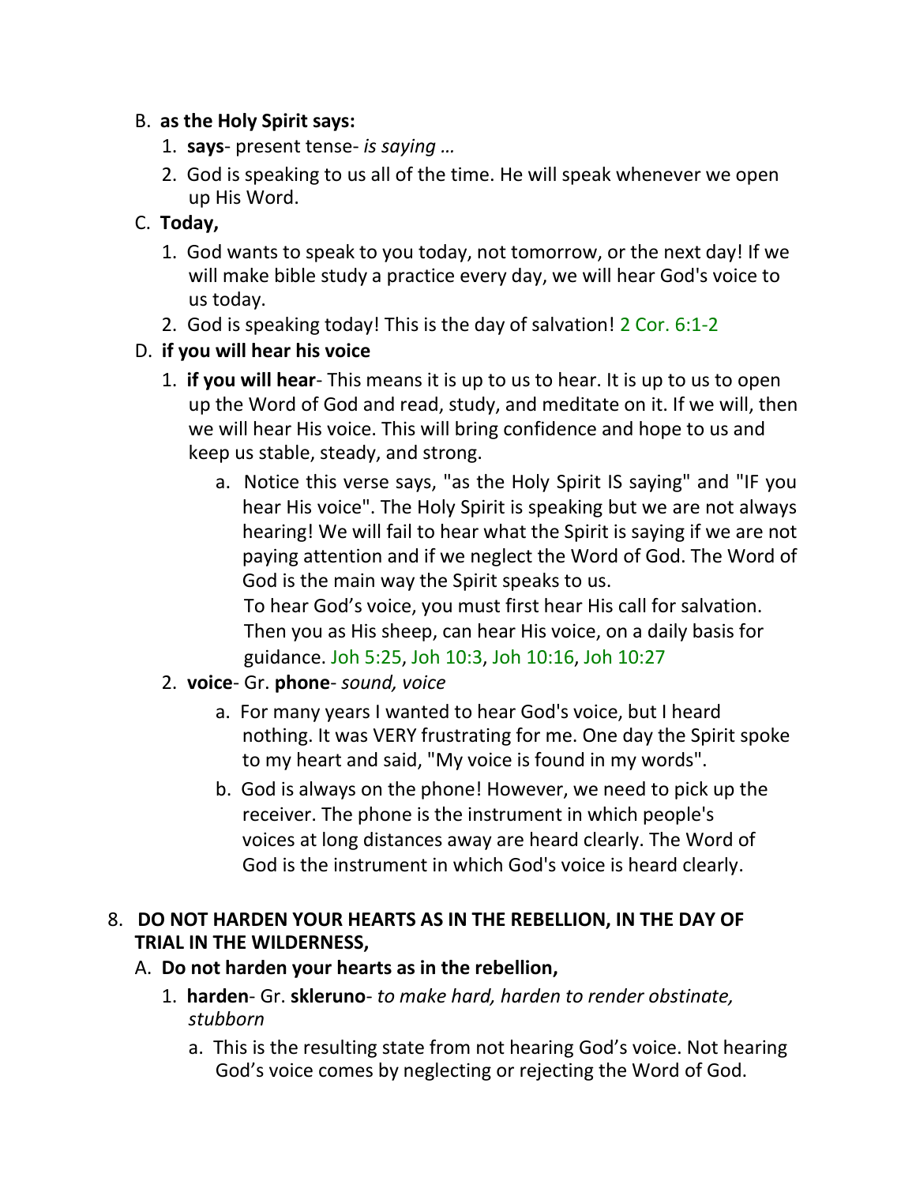B. **as the Holy Spirit says:**

1. **says**- present tense- *is saying …*
2. God is speaking to us all of the time. He will speak whenever we open up His Word.

C. **Today,**

1. God wants to speak to you today, not tomorrow, or the next day! If we will make bible study a practice every day, we will hear God's voice to us today.
2. God is speaking today! This is the day of salvation! 2 Cor. 6:1-2

D. **if you will hear his voice**

1. **if you will hear**- This means it is up to us to hear. It is up to us to open up the Word of God and read, study, and meditate on it. If we will, then we will hear His voice. This will bring confidence and hope to us and keep us stable, steady, and strong.
   a. Notice this verse says, "as the Holy Spirit IS saying" and "IF you hear His voice". The Holy Spirit is speaking but we are not always hearing! We will fail to hear what the Spirit is saying if we are not paying attention and if we neglect the Word of God. The Word of God is the main way the Spirit speaks to us.
   To hear God's voice, you must first hear His call for salvation. Then you as His sheep, can hear His voice, on a daily basis for guidance. Joh 5:25, Joh 10:3, Joh 10:16, Joh 10:27
2. **voice**- Gr. **phone**- *sound, voice*
   a. For many years I wanted to hear God's voice, but I heard nothing. It was VERY frustrating for me. One day the Spirit spoke to my heart and said, "My voice is found in my words".
   b. God is always on the phone! However, we need to pick up the receiver. The phone is the instrument in which people's voices at long distances away are heard clearly. The Word of God is the instrument in which God's voice is heard clearly.

8. **DO NOT HARDEN YOUR HEARTS AS IN THE REBELLION, IN THE DAY OF TRIAL IN THE WILDERNESS,**

A. **Do not harden your hearts as in the rebellion,**

1. **harden**- Gr. **skleruno**- *to make hard, harden to render obstinate, stubborn*
   a. This is the resulting state from not hearing God's voice. Not hearing God's voice comes by neglecting or rejecting the Word of God.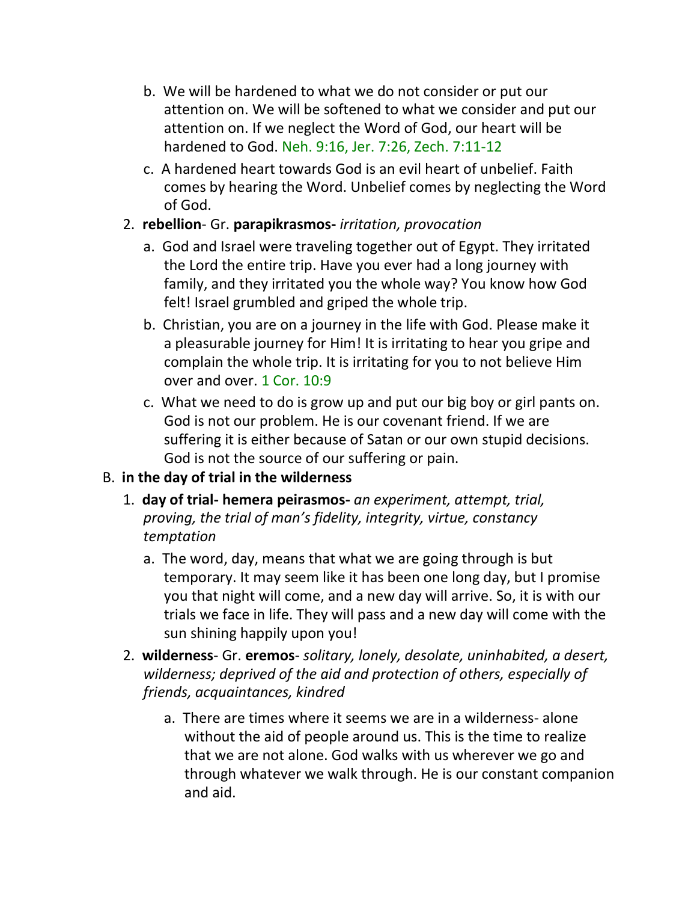b. We will be hardened to what we do not consider or put our attention on. We will be softened to what we consider and put our attention on. If we neglect the Word of God, our heart will be hardened to God. Neh. 9:16, Jer. 7:26, Zech. 7:11-12

   c. A hardened heart towards God is an evil heart of unbelief. Faith comes by hearing the Word. Unbelief comes by neglecting the Word of God.

2. **rebellion**- Gr. **parapikrasmos-** *irritation, provocation*

   a. God and Israel were traveling together out of Egypt. They irritated the Lord the entire trip. Have you ever had a long journey with family, and they irritated you the whole way? You know how God felt! Israel grumbled and griped the whole trip.

   b. Christian, you are on a journey in the life with God. Please make it a pleasurable journey for Him! It is irritating to hear you gripe and complain the whole trip. It is irritating for you to not believe Him over and over. 1 Cor. 10:9

   c. What we need to do is grow up and put our big boy or girl pants on. God is not our problem. He is our covenant friend. If we are suffering it is either because of Satan or our own stupid decisions. God is not the source of our suffering or pain.

B. **in the day of trial in the wilderness**

1. **day of trial- hemera peirasmos-** *an experiment, attempt, trial, proving, the trial of man's fidelity, integrity, virtue, constancy temptation*

   a. The word, day, means that what we are going through is but temporary. It may seem like it has been one long day, but I promise you that night will come, and a new day will arrive. So, it is with our trials we face in life. They will pass and a new day will come with the sun shining happily upon you!

2. **wilderness**- Gr. **eremos**- *solitary, lonely, desolate, uninhabited, a desert, wilderness; deprived of the aid and protection of others, especially of friends, acquaintances, kindred*

   a. There are times where it seems we are in a wilderness- alone without the aid of people around us. This is the time to realize that we are not alone. God walks with us wherever we go and through whatever we walk through. He is our constant companion and aid.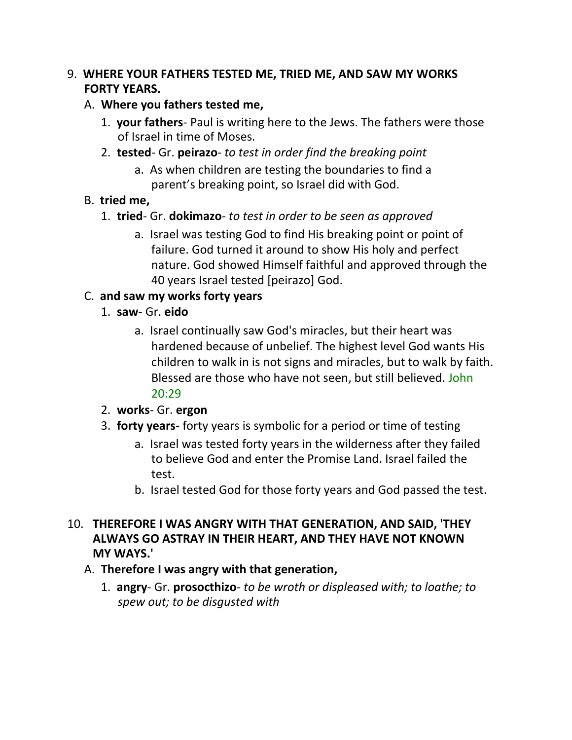9. **WHERE YOUR FATHERS TESTED ME, TRIED ME, AND SAW MY WORKS FORTY YEARS.**
   A. **Where you fathers tested me,**
      1. **your fathers**- Paul is writing here to the Jews. The fathers were those of Israel in time of Moses.
      2. **tested**- Gr. **peirazo**- *to test in order find the breaking point*
         a. As when children are testing the boundaries to find a parent's breaking point, so Israel did with God.
   B. **tried me,**
      1. **tried**- Gr. **dokimazo**- *to test in order to be seen as approved*
         a. Israel was testing God to find His breaking point or point of failure. God turned it around to show His holy and perfect nature. God showed Himself faithful and approved through the 40 years Israel tested [peirazo] God.
   C. **and saw my works forty years**
      1. **saw**- Gr. **eido**
         a. Israel continually saw God's miracles, but their heart was hardened because of unbelief. The highest level God wants His children to walk in is not signs and miracles, but to walk by faith. Blessed are those who have not seen, but still believed. John 20:29
      2. **works**- Gr. **ergon**
      3. **forty years-** forty years is symbolic for a period or time of testing
         a. Israel was tested forty years in the wilderness after they failed to believe God and enter the Promise Land. Israel failed the test.
         b. Israel tested God for those forty years and God passed the test.

10. **THEREFORE I WAS ANGRY WITH THAT GENERATION, AND SAID, 'THEY ALWAYS GO ASTRAY IN THEIR HEART, AND THEY HAVE NOT KNOWN MY WAYS.'**
    A. **Therefore I was angry with that generation,**
       1. **angry**- Gr. **prosocthizo**- *to be wroth or displeased with; to loathe; to spew out; to be disgusted with*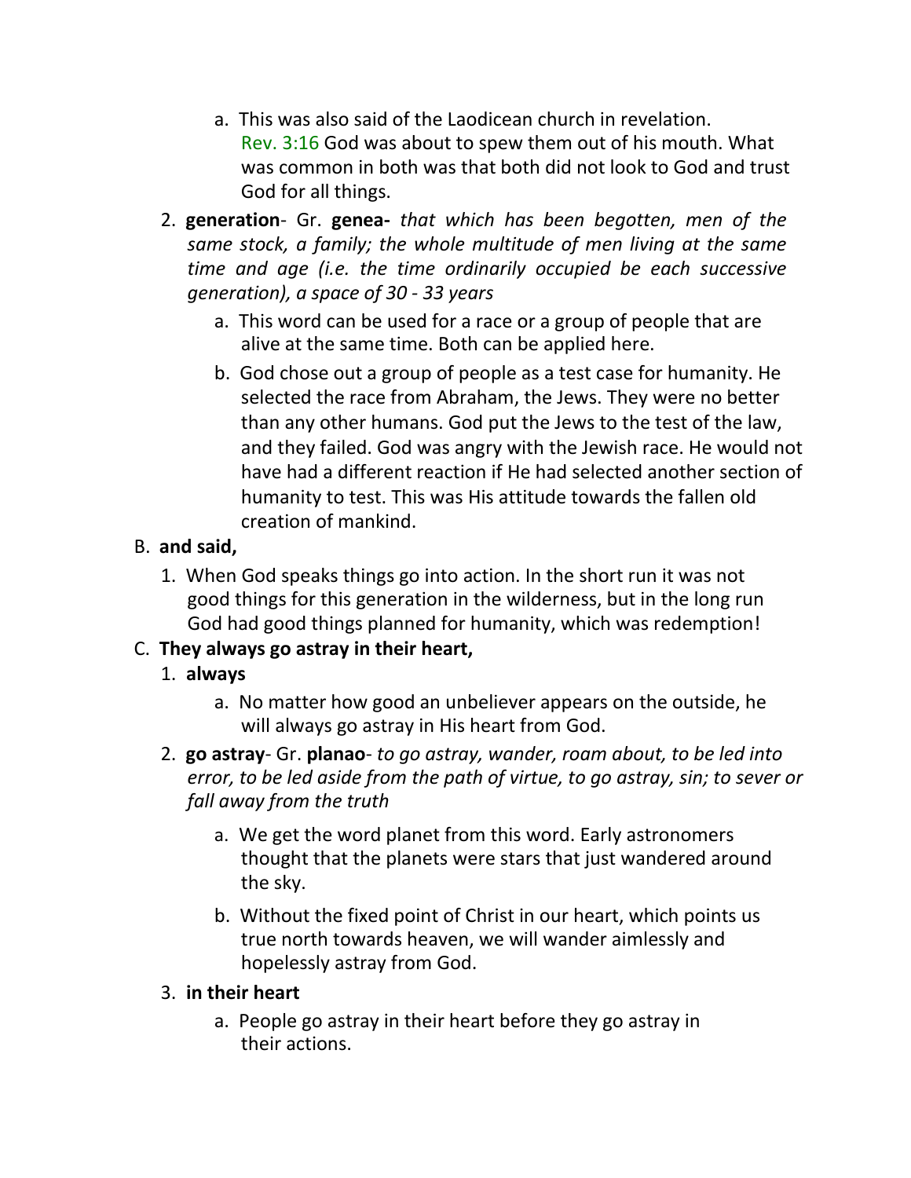a. This was also said of the Laodicean church in revelation. Rev. 3:16 God was about to spew them out of his mouth. What was common in both was that both did not look to God and trust God for all things.

2. **generation**- Gr. **genea-** *that which has been begotten, men of the same stock, a family; the whole multitude of men living at the same time and age (i.e. the time ordinarily occupied be each successive generation), a space of 30 - 33 years*

   a. This word can be used for a race or a group of people that are alive at the same time. Both can be applied here.

   b. God chose out a group of people as a test case for humanity. He selected the race from Abraham, the Jews. They were no better than any other humans. God put the Jews to the test of the law, and they failed. God was angry with the Jewish race. He would not have had a different reaction if He had selected another section of humanity to test. This was His attitude towards the fallen old creation of mankind.

B. **and said,**

1. When God speaks things go into action. In the short run it was not good things for this generation in the wilderness, but in the long run God had good things planned for humanity, which was redemption!

C. **They always go astray in their heart,**

1. **always**

   a. No matter how good an unbeliever appears on the outside, he will always go astray in His heart from God.

2. **go astray**- Gr. **planao**- *to go astray, wander, roam about, to be led into error, to be led aside from the path of virtue, to go astray, sin; to sever or fall away from the truth*

   a. We get the word planet from this word. Early astronomers thought that the planets were stars that just wandered around the sky.

   b. Without the fixed point of Christ in our heart, which points us true north towards heaven, we will wander aimlessly and hopelessly astray from God.

3. **in their heart**

   a. People go astray in their heart before they go astray in their actions.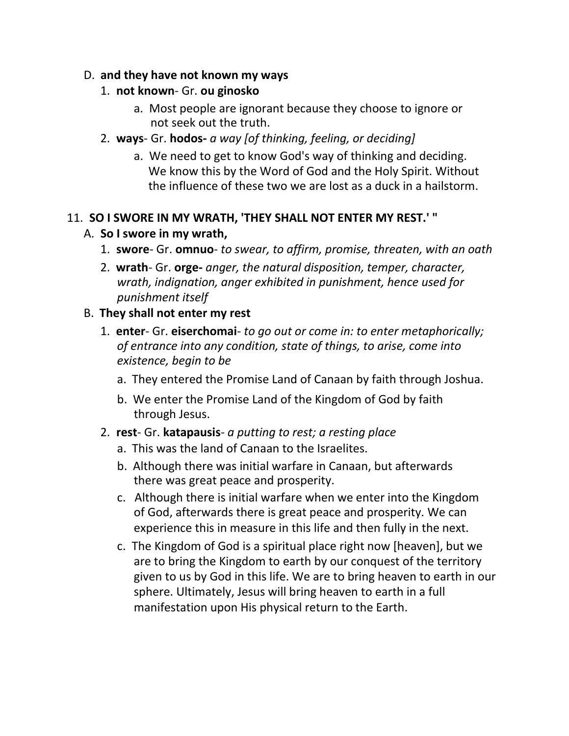D. **and they have not known my ways**

   1. **not known**- Gr. **ou ginosko**

      a. Most people are ignorant because they choose to ignore or not seek out the truth.

   2. **ways**- Gr. **hodos-** *a way [of thinking, feeling, or deciding]*

      a. We need to get to know God's way of thinking and deciding. We know this by the Word of God and the Holy Spirit. Without the influence of these two we are lost as a duck in a hailstorm.

11. **SO I SWORE IN MY WRATH, 'THEY SHALL NOT ENTER MY REST.' "**

A. **So I swore in my wrath,**

   1. **swore**- Gr. **omnuo**- *to swear, to affirm, promise, threaten, with an oath*

   2. **wrath**- Gr. **orge-** *anger, the natural disposition, temper, character, wrath, indignation, anger exhibited in punishment, hence used for punishment itself*

B. **They shall not enter my rest**

   1. **enter**- Gr. **eiserchomai**- *to go out or come in: to enter metaphorically; of entrance into any condition, state of things, to arise, come into existence, begin to be*

      a. They entered the Promise Land of Canaan by faith through Joshua.

      b. We enter the Promise Land of the Kingdom of God by faith through Jesus.

   2. **rest**- Gr. **katapausis**- *a putting to rest; a resting place*

      a. This was the land of Canaan to the Israelites.

      b. Although there was initial warfare in Canaan, but afterwards there was great peace and prosperity.

      c. Although there is initial warfare when we enter into the Kingdom of God, afterwards there is great peace and prosperity. We can experience this in measure in this life and then fully in the next.

      c. The Kingdom of God is a spiritual place right now [heaven], but we are to bring the Kingdom to earth by our conquest of the territory given to us by God in this life. We are to bring heaven to earth in our sphere. Ultimately, Jesus will bring heaven to earth in a full manifestation upon His physical return to the Earth.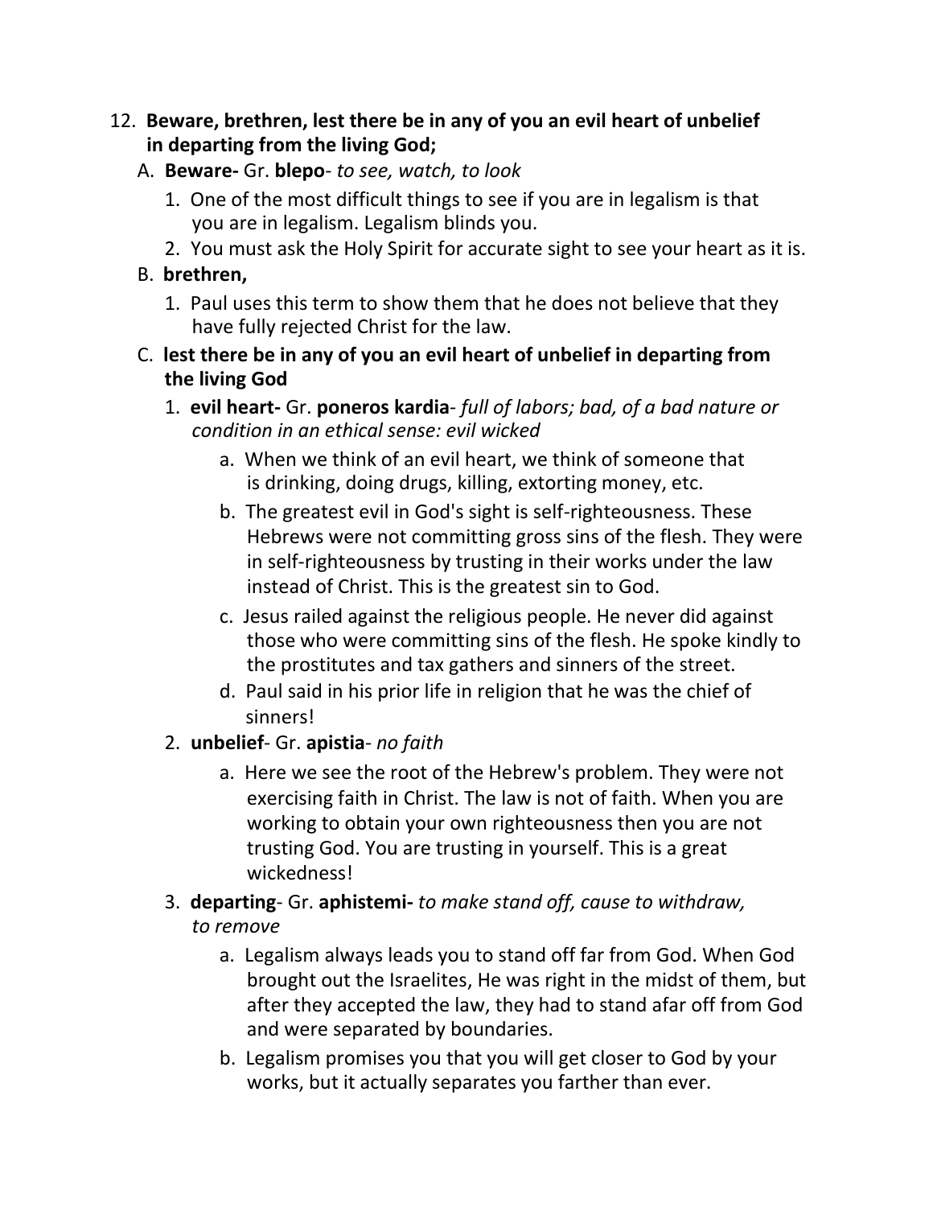12. **Beware, brethren, lest there be in any of you an evil heart of unbelief in departing from the living God;**
    A. **Beware-** Gr. **blepo**- *to see, watch, to look*
        1. One of the most difficult things to see if you are in legalism is that you are in legalism. Legalism blinds you.
        2. You must ask the Holy Spirit for accurate sight to see your heart as it is.
    B. **brethren,**
        1. Paul uses this term to show them that he does not believe that they have fully rejected Christ for the law.
    C. **lest there be in any of you an evil heart of unbelief in departing from the living God**
        1. **evil heart-** Gr. **poneros kardia**- *full of labors; bad, of a bad nature or condition in an ethical sense: evil wicked*
            a. When we think of an evil heart, we think of someone that is drinking, doing drugs, killing, extorting money, etc.
            b. The greatest evil in God's sight is self-righteousness. These Hebrews were not committing gross sins of the flesh. They were in self-righteousness by trusting in their works under the law instead of Christ. This is the greatest sin to God.
            c. Jesus railed against the religious people. He never did against those who were committing sins of the flesh. He spoke kindly to the prostitutes and tax gathers and sinners of the street.
            d. Paul said in his prior life in religion that he was the chief of sinners!
        2. **unbelief**- Gr. **apistia**- *no faith*
            a. Here we see the root of the Hebrew's problem. They were not exercising faith in Christ. The law is not of faith. When you are working to obtain your own righteousness then you are not trusting God. You are trusting in yourself. This is a great wickedness!
        3. **departing**- Gr. **aphistemi-** *to make stand off, cause to withdraw, to remove*
            a. Legalism always leads you to stand off far from God. When God brought out the Israelites, He was right in the midst of them, but after they accepted the law, they had to stand afar off from God and were separated by boundaries.
            b. Legalism promises you that you will get closer to God by your works, but it actually separates you farther than ever.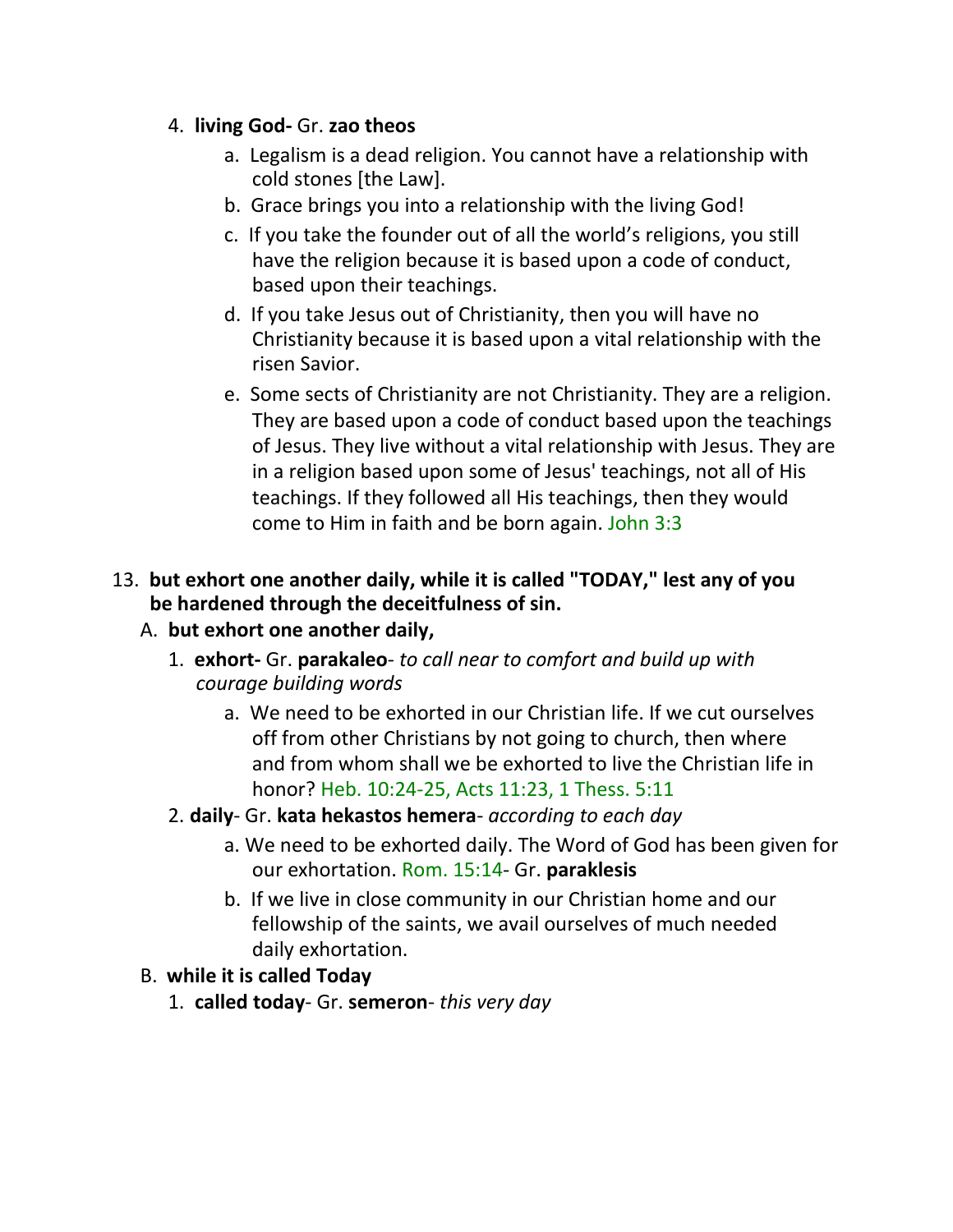4. **living God-** Gr. **zao theos**
   a. Legalism is a dead religion. You cannot have a relationship with cold stones [the Law].
   b. Grace brings you into a relationship with the living God!
   c. If you take the founder out of all the world's religions, you still have the religion because it is based upon a code of conduct, based upon their teachings.
   d. If you take Jesus out of Christianity, then you will have no Christianity because it is based upon a vital relationship with the risen Savior.
   e. Some sects of Christianity are not Christianity. They are a religion. They are based upon a code of conduct based upon the teachings of Jesus. They live without a vital relationship with Jesus. They are in a religion based upon some of Jesus' teachings, not all of His teachings. If they followed all His teachings, then they would come to Him in faith and be born again. John 3:3

13. **but exhort one another daily, while it is called "TODAY," lest any of you be hardened through the deceitfulness of sin.**
   A. **but exhort one another daily,**
      1. **exhort-** Gr. **parakaleo**- *to call near to comfort and build up with courage building words*
         a. We need to be exhorted in our Christian life. If we cut ourselves off from other Christians by not going to church, then where and from whom shall we be exhorted to live the Christian life in honor? Heb. 10:24-25, Acts 11:23, 1 Thess. 5:11
      2. **daily**- Gr. **kata hekastos hemera**- *according to each day*
         a. We need to be exhorted daily. The Word of God has been given for our exhortation. Rom. 15:14- Gr. **paraklesis**
         b. If we live in close community in our Christian home and our fellowship of the saints, we avail ourselves of much needed daily exhortation.
   B. **while it is called Today**
      1. **called today**- Gr. **semeron**- *this very day*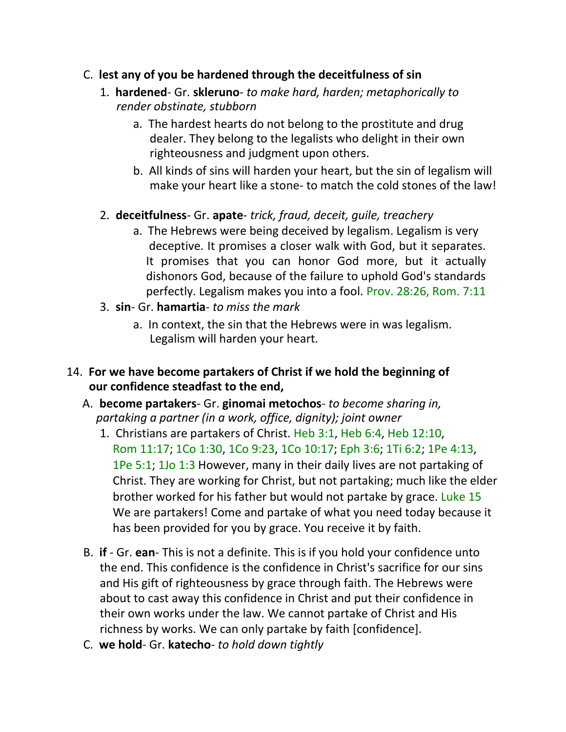C. **lest any of you be hardened through the deceitfulness of sin**

1. **hardened**- Gr. **skleruno**- *to make hard, harden; metaphorically to render obstinate, stubborn*
    a. The hardest hearts do not belong to the prostitute and drug dealer. They belong to the legalists who delight in their own righteousness and judgment upon others.
    b. All kinds of sins will harden your heart, but the sin of legalism will make your heart like a stone- to match the cold stones of the law!

2. **deceitfulness**- Gr. **apate**- *trick, fraud, deceit, guile, treachery*
    a. The Hebrews were being deceived by legalism. Legalism is very deceptive. It promises a closer walk with God, but it separates. It promises that you can honor God more, but it actually dishonors God, because of the failure to uphold God's standards perfectly. Legalism makes you into a fool. Prov. 28:26, Rom. 7:11

3. **sin**- Gr. **hamartia**- *to miss the mark*
    a. In context, the sin that the Hebrews were in was legalism. Legalism will harden your heart.

14. **For we have become partakers of Christ if we hold the beginning of our confidence steadfast to the end,**

A. **become partakers**- Gr. **ginomai metochos**- *to become sharing in, partaking a partner (in a work, office, dignity); joint owner*

1. Christians are partakers of Christ. Heb 3:1, Heb 6:4, Heb 12:10, Rom 11:17; 1Co 1:30, 1Co 9:23, 1Co 10:17; Eph 3:6; 1Ti 6:2; 1Pe 4:13, 1Pe 5:1; 1Jo 1:3 However, many in their daily lives are not partaking of Christ. They are working for Christ, but not partaking; much like the elder brother worked for his father but would not partake by grace. Luke 15 We are partakers! Come and partake of what you need today because it has been provided for you by grace. You receive it by faith.

B. **if** - Gr. **ean**- This is not a definite. This is if you hold your confidence unto the end. This confidence is the confidence in Christ's sacrifice for our sins and His gift of righteousness by grace through faith. The Hebrews were about to cast away this confidence in Christ and put their confidence in their own works under the law. We cannot partake of Christ and His richness by works. We can only partake by faith [confidence].

C. **we hold**- Gr. **katecho**- *to hold down tightly*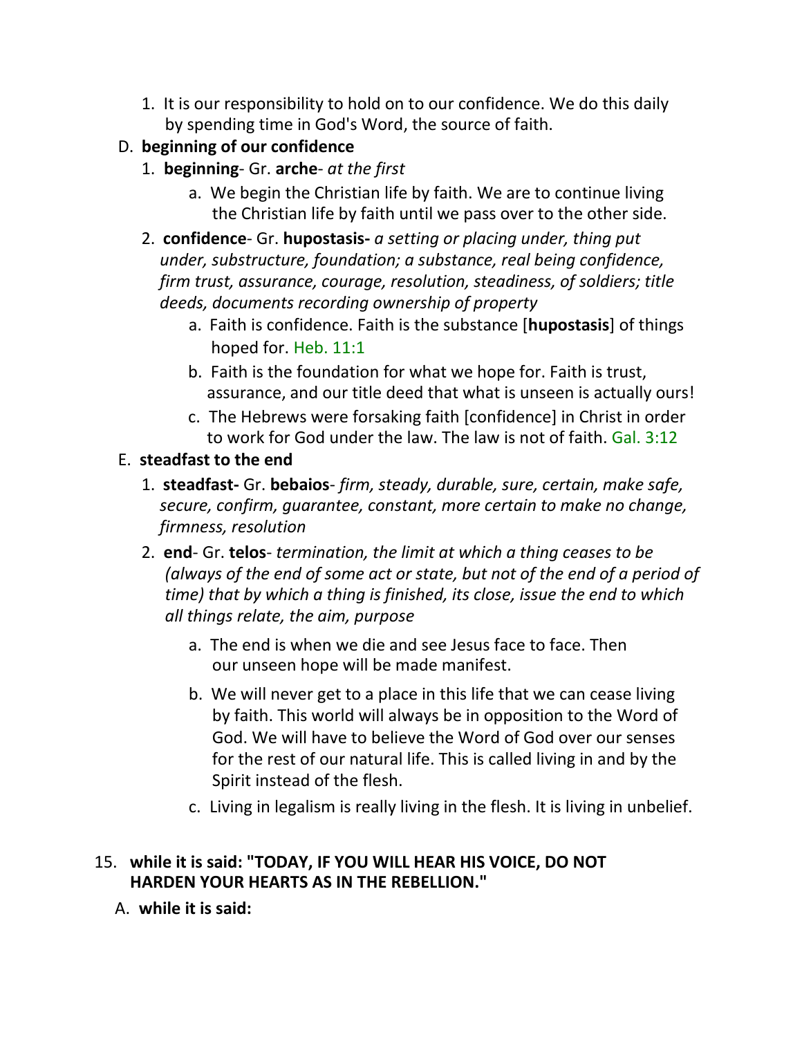1. It is our responsibility to hold on to our confidence. We do this daily by spending time in God's Word, the source of faith.

D. **beginning of our confidence**

1. **beginning**- Gr. **arche**- *at the first*

   a. We begin the Christian life by faith. We are to continue living the Christian life by faith until we pass over to the other side.

2. **confidence**- Gr. **hupostasis-** *a setting or placing under, thing put under, substructure, foundation; a substance, real being confidence, firm trust, assurance, courage, resolution, steadiness, of soldiers; title deeds, documents recording ownership of property*

   a. Faith is confidence. Faith is the substance [**hupostasis**] of things hoped for. Heb. 11:1

   b. Faith is the foundation for what we hope for. Faith is trust, assurance, and our title deed that what is unseen is actually ours!

   c. The Hebrews were forsaking faith [confidence] in Christ in order to work for God under the law. The law is not of faith. Gal. 3:12

E. **steadfast to the end**

1. **steadfast-** Gr. **bebaios**- *firm, steady, durable, sure, certain, make safe, secure, confirm, guarantee, constant, more certain to make no change, firmness, resolution*

2. **end**- Gr. **telos**- *termination, the limit at which a thing ceases to be (always of the end of some act or state, but not of the end of a period of time) that by which a thing is finished, its close, issue the end to which all things relate, the aim, purpose*

   a. The end is when we die and see Jesus face to face. Then our unseen hope will be made manifest.

   b. We will never get to a place in this life that we can cease living by faith. This world will always be in opposition to the Word of God. We will have to believe the Word of God over our senses for the rest of our natural life. This is called living in and by the Spirit instead of the flesh.

   c. Living in legalism is really living in the flesh. It is living in unbelief.

15. **while it is said: "TODAY, IF YOU WILL HEAR HIS VOICE, DO NOT HARDEN YOUR HEARTS AS IN THE REBELLION."**

A. **while it is said:**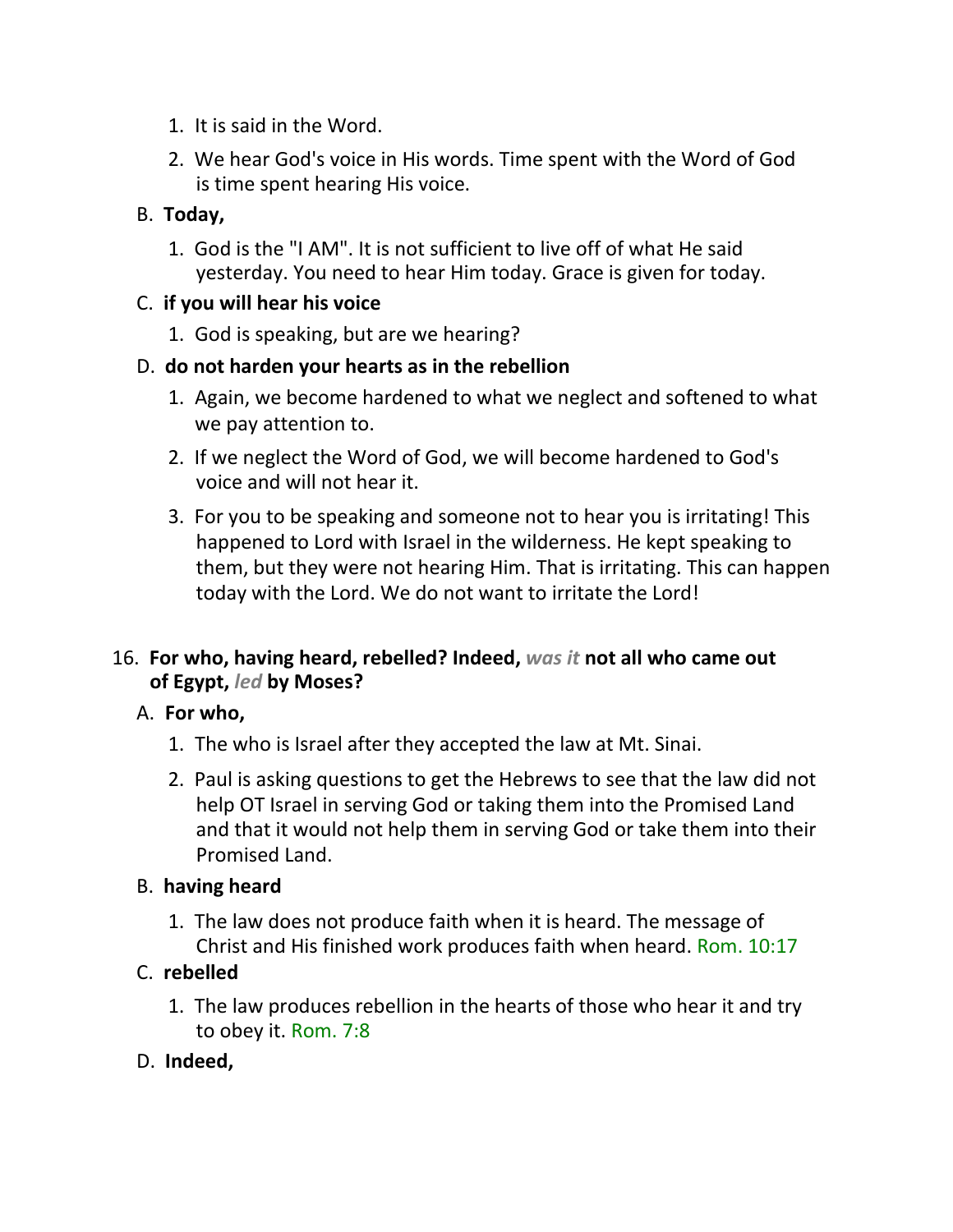1. It is said in the Word.
2. We hear God's voice in His words. Time spent with the Word of God is time spent hearing His voice.

B. **Today,**

1. God is the "I AM". It is not sufficient to live off of what He said yesterday. You need to hear Him today. Grace is given for today.

C. **if you will hear his voice**

1. God is speaking, but are we hearing?

D. **do not harden your hearts as in the rebellion**

1. Again, we become hardened to what we neglect and softened to what we pay attention to.
2. If we neglect the Word of God, we will become hardened to God's voice and will not hear it.
3. For you to be speaking and someone not to hear you is irritating! This happened to Lord with Israel in the wilderness. He kept speaking to them, but they were not hearing Him. That is irritating. This can happen today with the Lord. We do not want to irritate the Lord!

16. **For who, having heard, rebelled? Indeed, *was it* not all who came out of Egypt, *led* by Moses?**

A. **For who,**

1. The who is Israel after they accepted the law at Mt. Sinai.
2. Paul is asking questions to get the Hebrews to see that the law did not help OT Israel in serving God or taking them into the Promised Land and that it would not help them in serving God or take them into their Promised Land.

B. **having heard**

1. The law does not produce faith when it is heard. The message of Christ and His finished work produces faith when heard. Rom. 10:17

C. **rebelled**

1. The law produces rebellion in the hearts of those who hear it and try to obey it. Rom. 7:8

D. **Indeed,**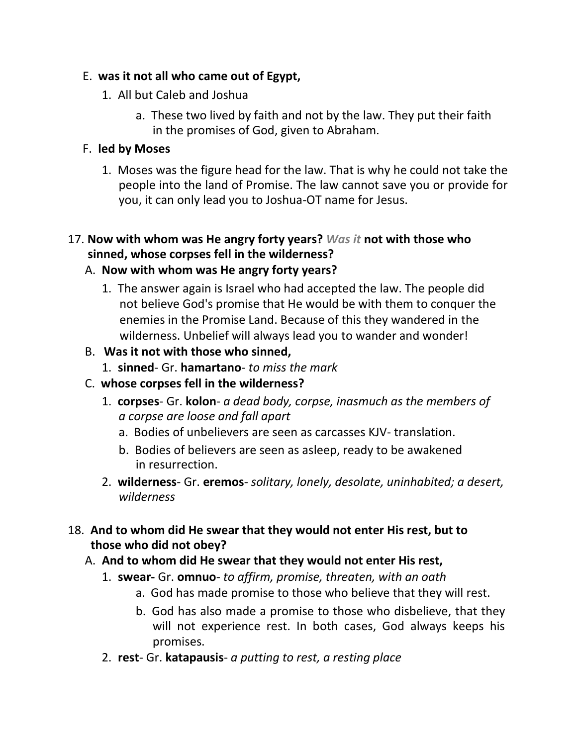E. **was it not all who came out of Egypt,**

1. All but Caleb and Joshua

   a. These two lived by faith and not by the law. They put their faith in the promises of God, given to Abraham.

F. **led by Moses**

1. Moses was the figure head for the law. That is why he could not take the people into the land of Promise. The law cannot save you or provide for you, it can only lead you to Joshua-OT name for Jesus.

17. **Now with whom was He angry forty years?** ***Was it*** **not with those who sinned, whose corpses fell in the wilderness?**

A. **Now with whom was He angry forty years?**

1. The answer again is Israel who had accepted the law. The people did not believe God's promise that He would be with them to conquer the enemies in the Promise Land. Because of this they wandered in the wilderness. Unbelief will always lead you to wander and wonder!

B. **Was it not with those who sinned,**

1. **sinned**- Gr. **hamartano**- *to miss the mark*

C. **whose corpses fell in the wilderness?**

1. **corpses**- Gr. **kolon**- *a dead body, corpse, inasmuch as the members of a corpse are loose and fall apart*

   a. Bodies of unbelievers are seen as carcasses KJV- translation.

   b. Bodies of believers are seen as asleep, ready to be awakened in resurrection.

2. **wilderness**- Gr. **eremos**- *solitary, lonely, desolate, uninhabited; a desert, wilderness*

18. **And to whom did He swear that they would not enter His rest, but to those who did not obey?**

A. **And to whom did He swear that they would not enter His rest,**

1. **swear-** Gr. **omnuo**- *to affirm, promise, threaten, with an oath*

   a. God has made promise to those who believe that they will rest.

   b. God has also made a promise to those who disbelieve, that they will not experience rest. In both cases, God always keeps his promises.

2. **rest**- Gr. **katapausis**- *a putting to rest, a resting place*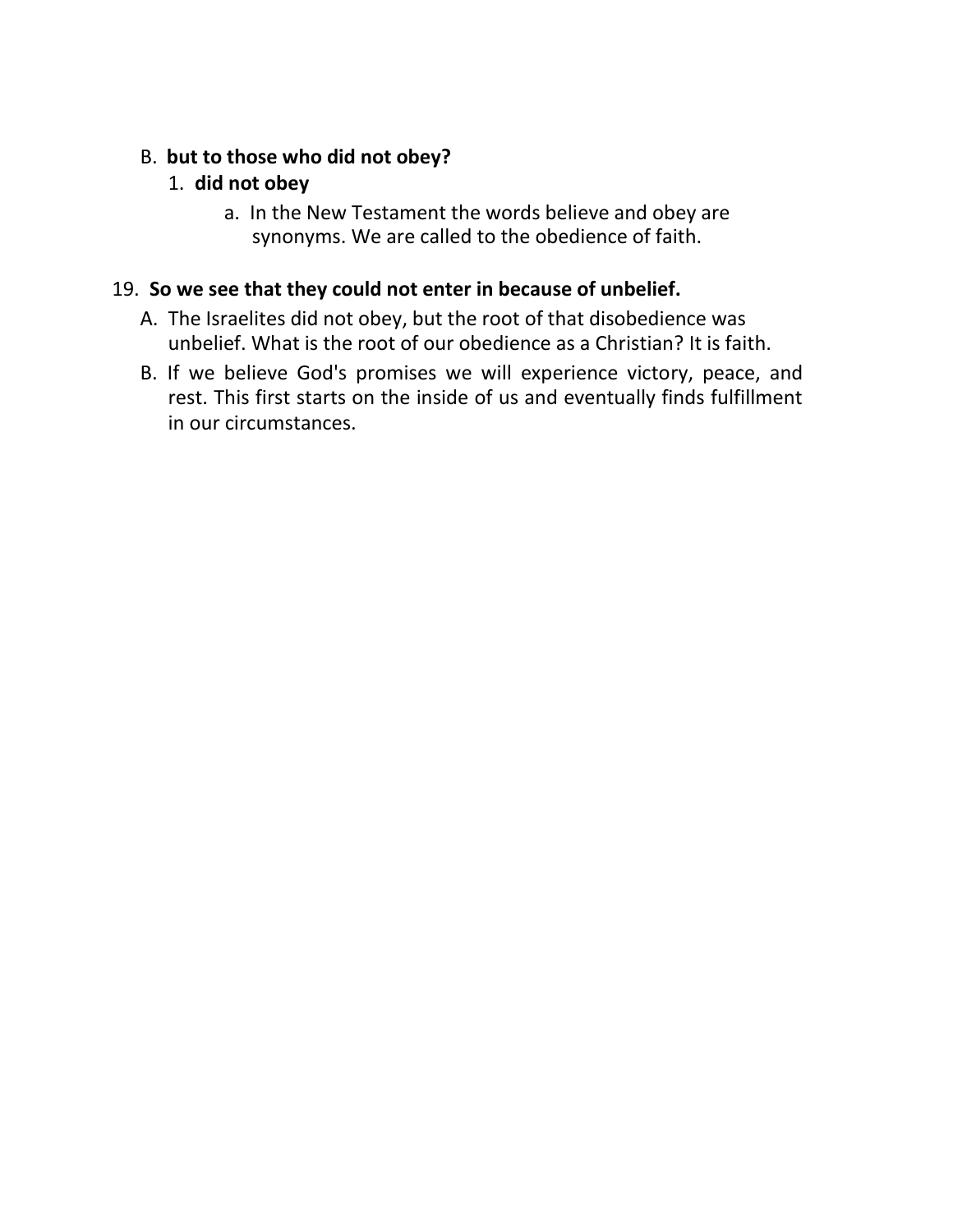B. **but to those who did not obey?**

1. **did not obey**

    a. In the New Testament the words believe and obey are synonyms. We are called to the obedience of faith.

19. **So we see that they could not enter in because of unbelief.**

    A. The Israelites did not obey, but the root of that disobedience was unbelief. What is the root of our obedience as a Christian? It is faith.

    B. If we believe God's promises we will experience victory, peace, and rest. This first starts on the inside of us and eventually finds fulfillment in our circumstances.